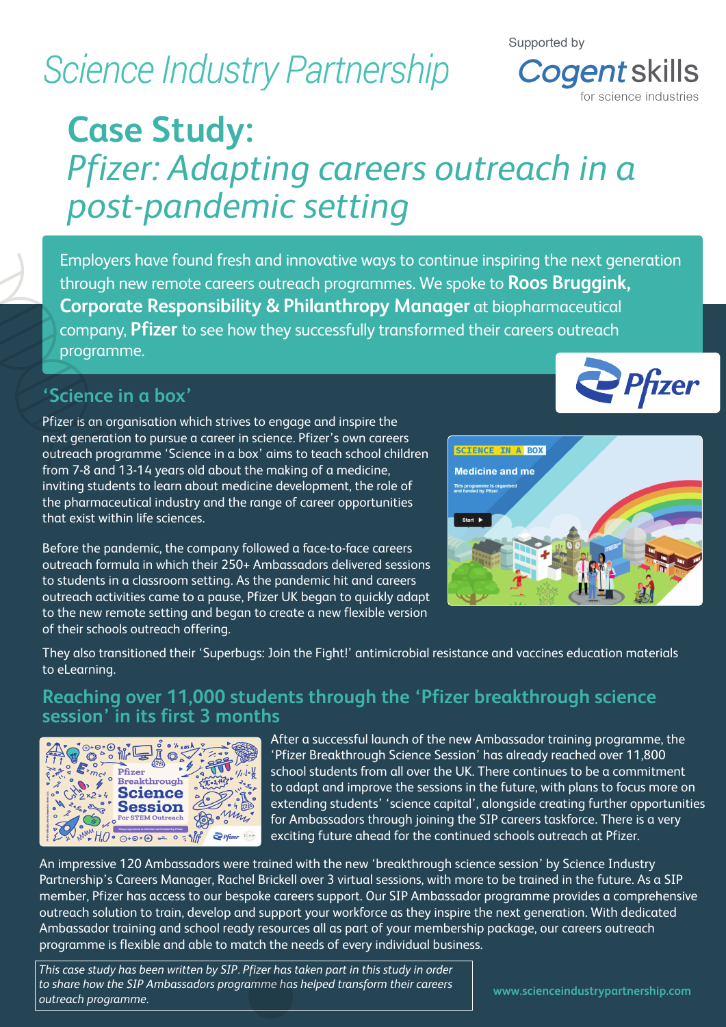Science Industry Partnership

Supported by Cogent skills for science industries

# Case Study:
## *Pfizer: Adapting careers outreach in a post-pandemic setting*

Employers have found fresh and innovative ways to continue inspiring the next generation through new remote careers outreach programmes. We spoke to **Roos Bruggink, Corporate Responsibility & Philanthropy Manager** at biopharmaceutical company, **Pfizer** to see how they successfully transformed their careers outreach programme.

### 'Science in a box'

Pfizer is an organisation which strives to engage and inspire the next generation to pursue a career in science. Pfizer's own careers outreach programme 'Science in a box' aims to teach school children from 7-8 and 13-14 years old about the making of a medicine, inviting students to learn about medicine development, the role of the pharmaceutical industry and the range of career opportunities that exist within life sciences.

Before the pandemic, the company followed a face-to-face careers outreach formula in which their 250+ Ambassadors delivered sessions to students in a classroom setting. As the pandemic hit and careers outreach activities came to a pause, Pfizer UK began to quickly adapt to the new remote setting and began to create a new flexible version of their schools outreach offering.

They also transitioned their 'Superbugs: Join the Fight!' antimicrobial resistance and vaccines education materials to eLearning.

### Reaching over 11,000 students through the 'Pfizer breakthrough science session' in its first 3 months

After a successful launch of the new Ambassador training programme, the 'Pfizer Breakthrough Science Session' has already reached over 11,800 school students from all over the UK. There continues to be a commitment to adapt and improve the sessions in the future, with plans to focus more on extending students' 'science capital', alongside creating further opportunities for Ambassadors through joining the SIP careers taskforce. There is a very exciting future ahead for the continued schools outreach at Pfizer.

An impressive 120 Ambassadors were trained with the new 'breakthrough science session' by Science Industry Partnership's Careers Manager, Rachel Brickell over 3 virtual sessions, with more to be trained in the future. As a SIP member, Pfizer has access to our bespoke careers support. Our SIP Ambassador programme provides a comprehensive outreach solution to train, develop and support your workforce as they inspire the next generation. With dedicated Ambassador training and school ready resources all as part of your membership package, our careers outreach programme is flexible and able to match the needs of every individual business.

*This case study has been written by SIP. Pfizer has taken part in this study in order to share how the SIP Ambassadors programme has helped transform their careers outreach programme.*

www.scienceindustrypartnership.com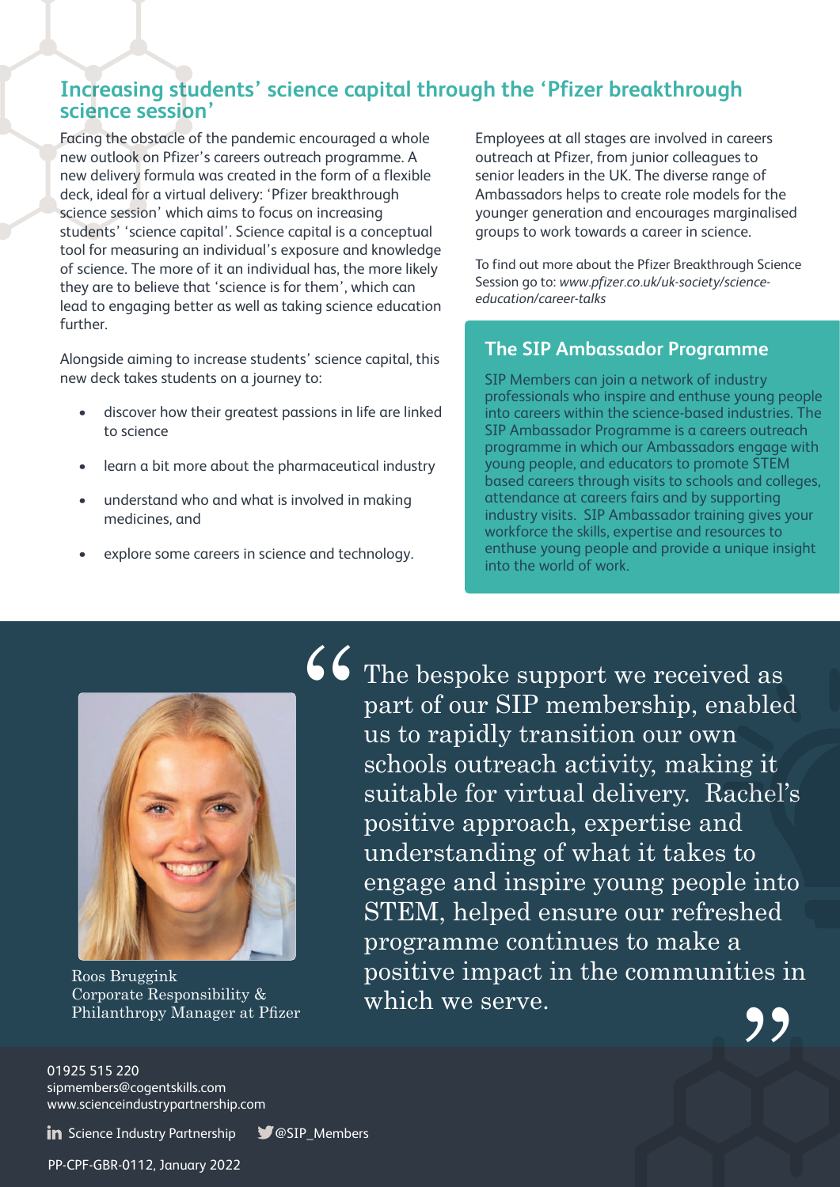## Increasing students' science capital through the 'Pfizer breakthrough science session'

Facing the obstacle of the pandemic encouraged a whole new outlook on Pfizer's careers outreach programme. A new delivery formula was created in the form of a flexible deck, ideal for a virtual delivery: 'Pfizer breakthrough science session' which aims to focus on increasing students' 'science capital'. Science capital is a conceptual tool for measuring an individual's exposure and knowledge of science. The more of it an individual has, the more likely they are to believe that 'science is for them', which can lead to engaging better as well as taking science education further.

Alongside aiming to increase students' science capital, this new deck takes students on a journey to:

- discover how their greatest passions in life are linked to science
- learn a bit more about the pharmaceutical industry
- understand who and what is involved in making medicines, and
- explore some careers in science and technology.

Employees at all stages are involved in careers outreach at Pfizer, from junior colleagues to senior leaders in the UK. The diverse range of Ambassadors helps to create role models for the younger generation and encourages marginalised groups to work towards a career in science.

To find out more about the Pfizer Breakthrough Science Session go to: *www.pfizer.co.uk/uk-society/science-education/career-talks*

### The SIP Ambassador Programme

SIP Members can join a network of industry professionals who inspire and enthuse young people into careers within the science-based industries. The SIP Ambassador Programme is a careers outreach programme in which our Ambassadors engage with young people, and educators to promote STEM based careers through visits to schools and colleges, attendance at careers fairs and by supporting industry visits. SIP Ambassador training gives your workforce the skills, expertise and resources to enthuse young people and provide a unique insight into the world of work.

> "The bespoke support we received as part of our SIP membership, enabled us to rapidly transition our own schools outreach activity, making it suitable for virtual delivery. Rachel's positive approach, expertise and understanding of what it takes to engage and inspire young people into STEM, helped ensure our refreshed programme continues to make a positive impact in the communities in which we serve."

Roos Bruggink
Corporate Responsibility & Philanthropy Manager at Pfizer

01925 515 220
sipmembers@cogentskills.com
www.scienceindustrypartnership.com

Science Industry Partnership
@SIP_Members

PP-CPF-GBR-0112, January 2022